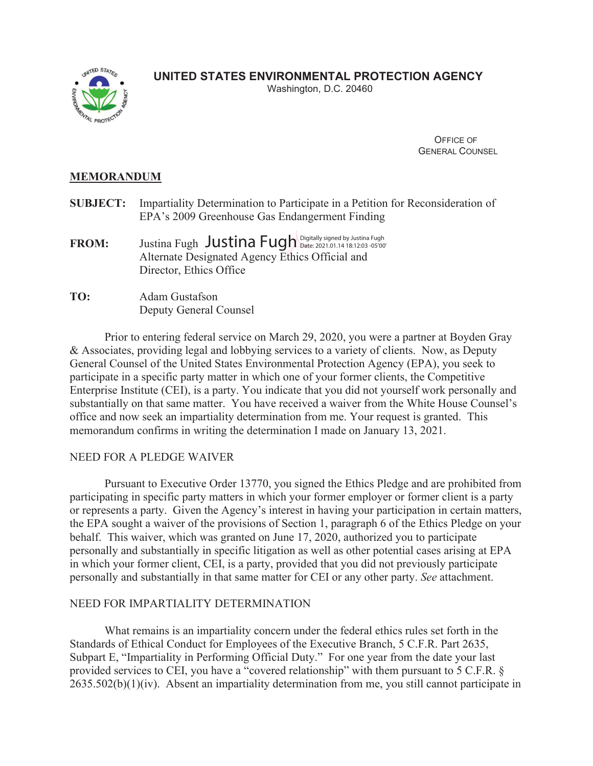**UNITED STATES ENVIRONMENTAL PROTECTION AGENCY**
Washington, D.C. 20460

OFFICE OF
GENERAL COUNSEL

**MEMORANDUM**

**SUBJECT:** Impartiality Determination to Participate in a Petition for Reconsideration of EPA's 2009 Greenhouse Gas Endangerment Finding

**FROM:** Justina Fugh Justina Fugh Digitally signed by Justina Fugh Date: 2021.01.14 18:12:03 -05'00'
Alternate Designated Agency Ethics Official and
Director, Ethics Office

**TO:** Adam Gustafson
Deputy General Counsel

Prior to entering federal service on March 29, 2020, you were a partner at Boyden Gray & Associates, providing legal and lobbying services to a variety of clients. Now, as Deputy General Counsel of the United States Environmental Protection Agency (EPA), you seek to participate in a specific party matter in which one of your former clients, the Competitive Enterprise Institute (CEI), is a party. You indicate that you did not yourself work personally and substantially on that same matter. You have received a waiver from the White House Counsel's office and now seek an impartiality determination from me. Your request is granted. This memorandum confirms in writing the determination I made on January 13, 2021.

NEED FOR A PLEDGE WAIVER

Pursuant to Executive Order 13770, you signed the Ethics Pledge and are prohibited from participating in specific party matters in which your former employer or former client is a party or represents a party. Given the Agency's interest in having your participation in certain matters, the EPA sought a waiver of the provisions of Section 1, paragraph 6 of the Ethics Pledge on your behalf. This waiver, which was granted on June 17, 2020, authorized you to participate personally and substantially in specific litigation as well as other potential cases arising at EPA in which your former client, CEI, is a party, provided that you did not previously participate personally and substantially in that same matter for CEI or any other party. *See* attachment.

NEED FOR IMPARTIALITY DETERMINATION

What remains is an impartiality concern under the federal ethics rules set forth in the Standards of Ethical Conduct for Employees of the Executive Branch, 5 C.F.R. Part 2635, Subpart E, "Impartiality in Performing Official Duty." For one year from the date your last provided services to CEI, you have a "covered relationship" with them pursuant to 5 C.F.R. § 2635.502(b)(1)(iv). Absent an impartiality determination from me, you still cannot participate in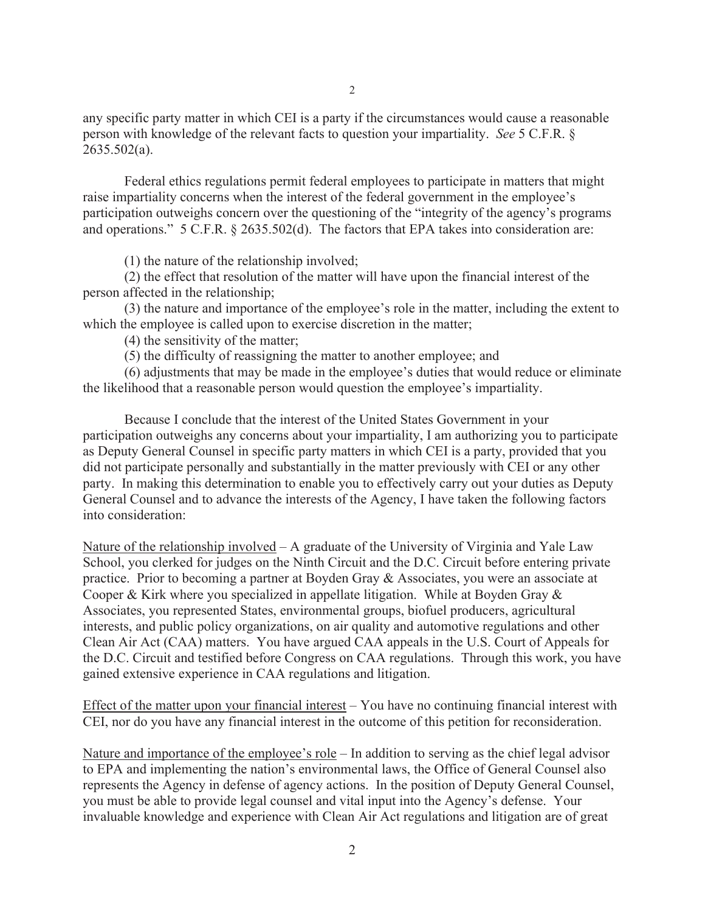any specific party matter in which CEI is a party if the circumstances would cause a reasonable person with knowledge of the relevant facts to question your impartiality. *See* 5 C.F.R. § 2635.502(a).

Federal ethics regulations permit federal employees to participate in matters that might raise impartiality concerns when the interest of the federal government in the employee's participation outweighs concern over the questioning of the "integrity of the agency's programs and operations." 5 C.F.R. § 2635.502(d). The factors that EPA takes into consideration are:

(1) the nature of the relationship involved;
(2) the effect that resolution of the matter will have upon the financial interest of the person affected in the relationship;
(3) the nature and importance of the employee's role in the matter, including the extent to which the employee is called upon to exercise discretion in the matter;
(4) the sensitivity of the matter;
(5) the difficulty of reassigning the matter to another employee; and
(6) adjustments that may be made in the employee's duties that would reduce or eliminate the likelihood that a reasonable person would question the employee's impartiality.

Because I conclude that the interest of the United States Government in your participation outweighs any concerns about your impartiality, I am authorizing you to participate as Deputy General Counsel in specific party matters in which CEI is a party, provided that you did not participate personally and substantially in the matter previously with CEI or any other party. In making this determination to enable you to effectively carry out your duties as Deputy General Counsel and to advance the interests of the Agency, I have taken the following factors into consideration:

<u>Nature of the relationship involved</u> – A graduate of the University of Virginia and Yale Law School, you clerked for judges on the Ninth Circuit and the D.C. Circuit before entering private practice. Prior to becoming a partner at Boyden Gray & Associates, you were an associate at Cooper & Kirk where you specialized in appellate litigation. While at Boyden Gray & Associates, you represented States, environmental groups, biofuel producers, agricultural interests, and public policy organizations, on air quality and automotive regulations and other Clean Air Act (CAA) matters. You have argued CAA appeals in the U.S. Court of Appeals for the D.C. Circuit and testified before Congress on CAA regulations. Through this work, you have gained extensive experience in CAA regulations and litigation.

<u>Effect of the matter upon your financial interest</u> – You have no continuing financial interest with CEI, nor do you have any financial interest in the outcome of this petition for reconsideration.

<u>Nature and importance of the employee's role</u> – In addition to serving as the chief legal advisor to EPA and implementing the nation's environmental laws, the Office of General Counsel also represents the Agency in defense of agency actions. In the position of Deputy General Counsel, you must be able to provide legal counsel and vital input into the Agency's defense. Your invaluable knowledge and experience with Clean Air Act regulations and litigation are of great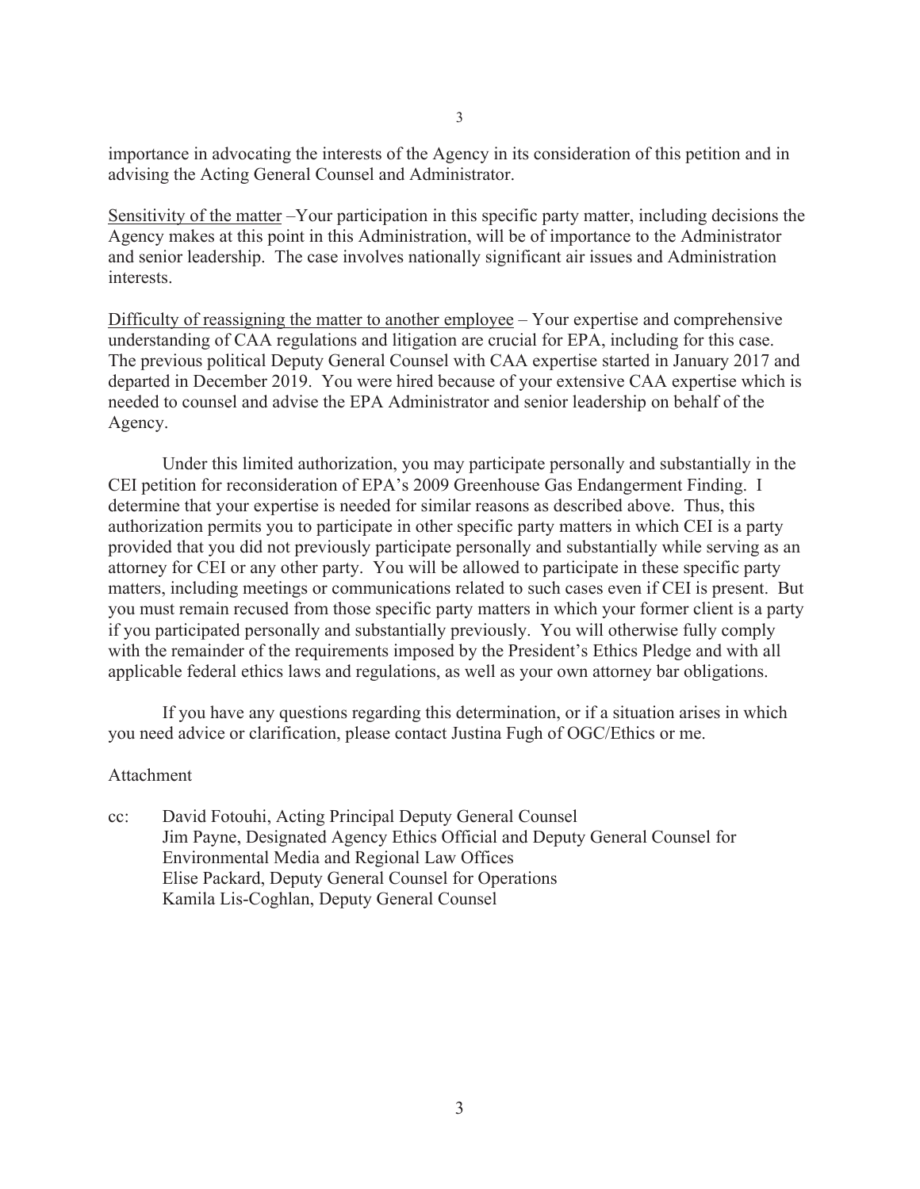importance in advocating the interests of the Agency in its consideration of this petition and in advising the Acting General Counsel and Administrator.

<u>Sensitivity of the matter</u> –Your participation in this specific party matter, including decisions the Agency makes at this point in this Administration, will be of importance to the Administrator and senior leadership. The case involves nationally significant air issues and Administration interests.

<u>Difficulty of reassigning the matter to another employee</u> – Your expertise and comprehensive understanding of CAA regulations and litigation are crucial for EPA, including for this case. The previous political Deputy General Counsel with CAA expertise started in January 2017 and departed in December 2019. You were hired because of your extensive CAA expertise which is needed to counsel and advise the EPA Administrator and senior leadership on behalf of the Agency.

Under this limited authorization, you may participate personally and substantially in the CEI petition for reconsideration of EPA's 2009 Greenhouse Gas Endangerment Finding. I determine that your expertise is needed for similar reasons as described above. Thus, this authorization permits you to participate in other specific party matters in which CEI is a party provided that you did not previously participate personally and substantially while serving as an attorney for CEI or any other party. You will be allowed to participate in these specific party matters, including meetings or communications related to such cases even if CEI is present. But you must remain recused from those specific party matters in which your former client is a party if you participated personally and substantially previously. You will otherwise fully comply with the remainder of the requirements imposed by the President's Ethics Pledge and with all applicable federal ethics laws and regulations, as well as your own attorney bar obligations.

If you have any questions regarding this determination, or if a situation arises in which you need advice or clarification, please contact Justina Fugh of OGC/Ethics or me.

Attachment

cc: David Fotouhi, Acting Principal Deputy General Counsel
Jim Payne, Designated Agency Ethics Official and Deputy General Counsel for Environmental Media and Regional Law Offices
Elise Packard, Deputy General Counsel for Operations
Kamila Lis-Coghlan, Deputy General Counsel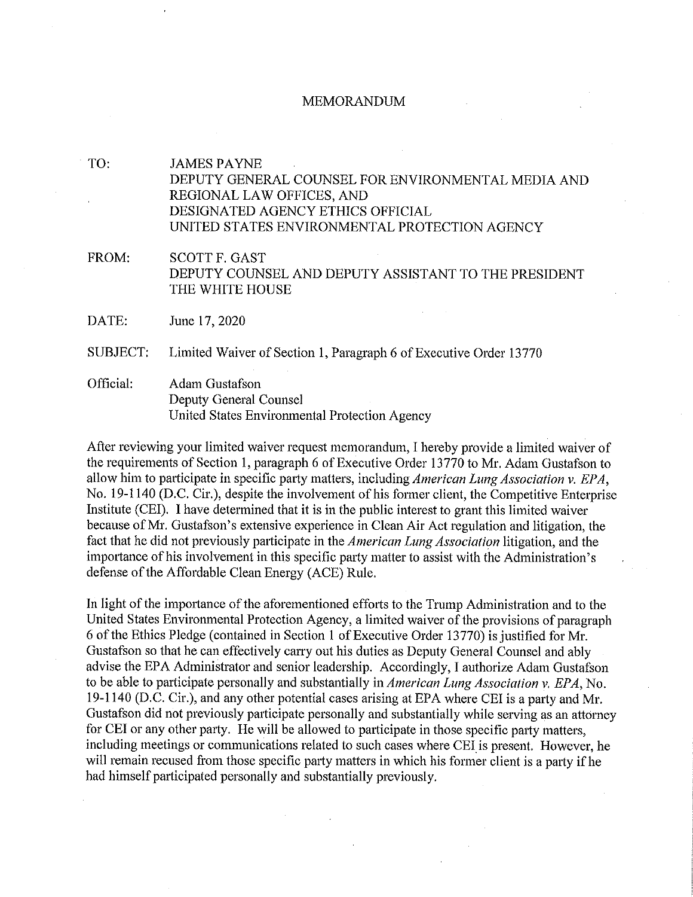# MEMORANDUM

TO: JAMES PAYNE
DEPUTY GENERAL COUNSEL FOR ENVIRONMENTAL MEDIA AND REGIONAL LAW OFFICES, AND
DESIGNATED AGENCY ETHICS OFFICIAL
UNITED STATES ENVIRONMENTAL PROTECTION AGENCY

FROM: SCOTT F. GAST
DEPUTY COUNSEL AND DEPUTY ASSISTANT TO THE PRESIDENT
THE WHITE HOUSE

DATE: June 17, 2020

SUBJECT: Limited Waiver of Section 1, Paragraph 6 of Executive Order 13770

Official: Adam Gustafson
Deputy General Counsel
United States Environmental Protection Agency

After reviewing your limited waiver request memorandum, I hereby provide a limited waiver of the requirements of Section 1, paragraph 6 of Executive Order 13770 to Mr. Adam Gustafson to allow him to participate in specific party matters, including *American Lung Association v. EPA*, No. 19-1140 (D.C. Cir.), despite the involvement of his former client, the Competitive Enterprise Institute (CEI). I have determined that it is in the public interest to grant this limited waiver because of Mr. Gustafson's extensive experience in Clean Air Act regulation and litigation, the fact that he did not previously participate in the *American Lung Association* litigation, and the importance of his involvement in this specific party matter to assist with the Administration's defense of the Affordable Clean Energy (ACE) Rule.

In light of the importance of the aforementioned efforts to the Trump Administration and to the United States Environmental Protection Agency, a limited waiver of the provisions of paragraph 6 of the Ethics Pledge (contained in Section 1 of Executive Order 13770) is justified for Mr. Gustafson so that he can effectively carry out his duties as Deputy General Counsel and ably advise the EPA Administrator and senior leadership. Accordingly, I authorize Adam Gustafson to be able to participate personally and substantially in *American Lung Association v. EPA*, No. 19-1140 (D.C. Cir.), and any other potential cases arising at EPA where CEI is a party and Mr. Gustafson did not previously participate personally and substantially while serving as an attorney for CEI or any other party. He will be allowed to participate in those specific party matters, including meetings or communications related to such cases where CEI is present. However, he will remain recused from those specific party matters in which his former client is a party if he had himself participated personally and substantially previously.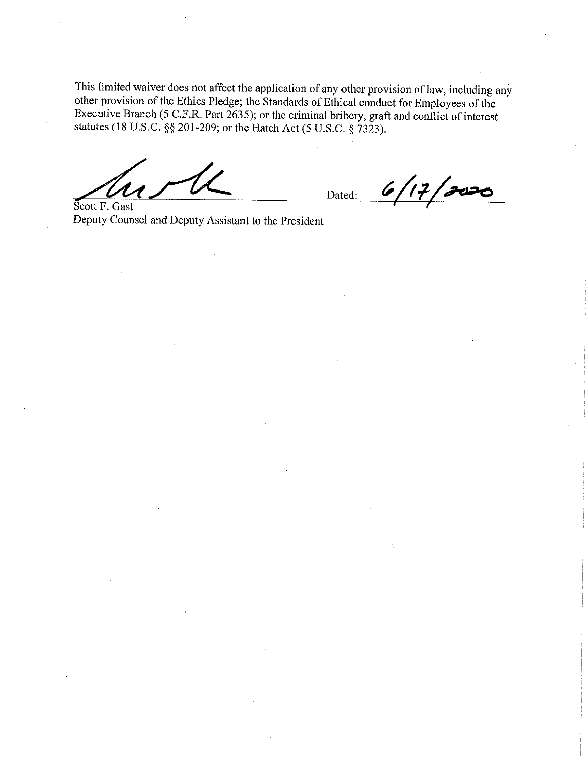This limited waiver does not affect the application of any other provision of law, including any other provision of the Ethics Pledge; the Standards of Ethical conduct for Employees of the Executive Branch (5 C.F.R. Part 2635); or the criminal bribery, graft and conflict of interest statutes (18 U.S.C. §§ 201-209; or the Hatch Act (5 U.S.C. § 7323).

Scott F. Gast
Deputy Counsel and Deputy Assistant to the President

Dated: 6/17/2020